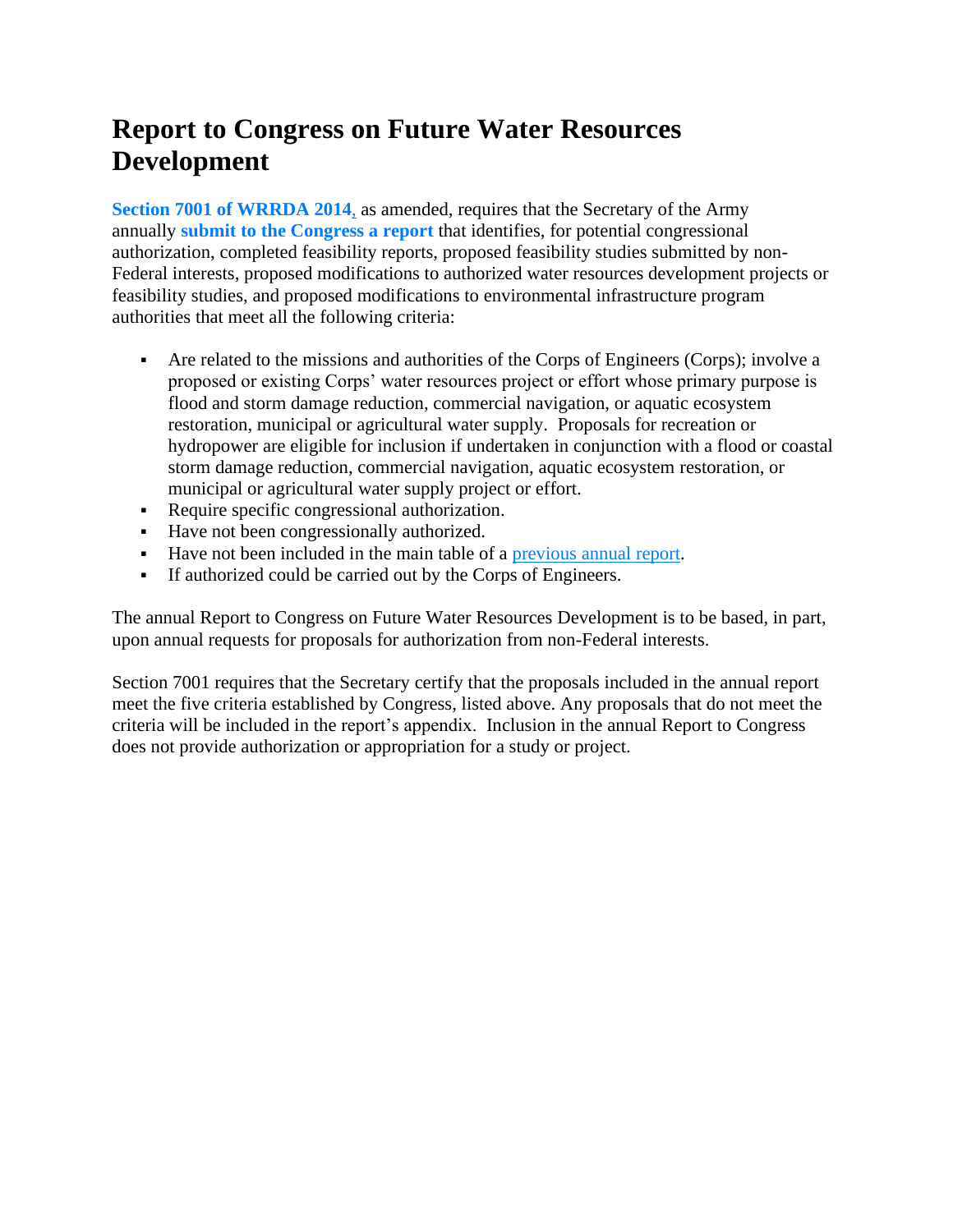# Report to Congress on Future Water Resources Development

**Section 7001 of WRRDA 2014**, as amended, requires that the Secretary of the Army annually **submit to the Congress a report** that identifies, for potential congressional authorization, completed feasibility reports, proposed feasibility studies submitted by non-Federal interests, proposed modifications to authorized water resources development projects or feasibility studies, and proposed modifications to environmental infrastructure program authorities that meet all the following criteria:

- Are related to the missions and authorities of the Corps of Engineers (Corps); involve a proposed or existing Corps' water resources project or effort whose primary purpose is flood and storm damage reduction, commercial navigation, or aquatic ecosystem restoration, municipal or agricultural water supply. Proposals for recreation or hydropower are eligible for inclusion if undertaken in conjunction with a flood or coastal storm damage reduction, commercial navigation, aquatic ecosystem restoration, or municipal or agricultural water supply project or effort.
- Require specific congressional authorization.
- Have not been congressionally authorized.
- Have not been included in the main table of a previous annual report.
- If authorized could be carried out by the Corps of Engineers.

The annual Report to Congress on Future Water Resources Development is to be based, in part, upon annual requests for proposals for authorization from non-Federal interests.

Section 7001 requires that the Secretary certify that the proposals included in the annual report meet the five criteria established by Congress, listed above. Any proposals that do not meet the criteria will be included in the report's appendix. Inclusion in the annual Report to Congress does not provide authorization or appropriation for a study or project.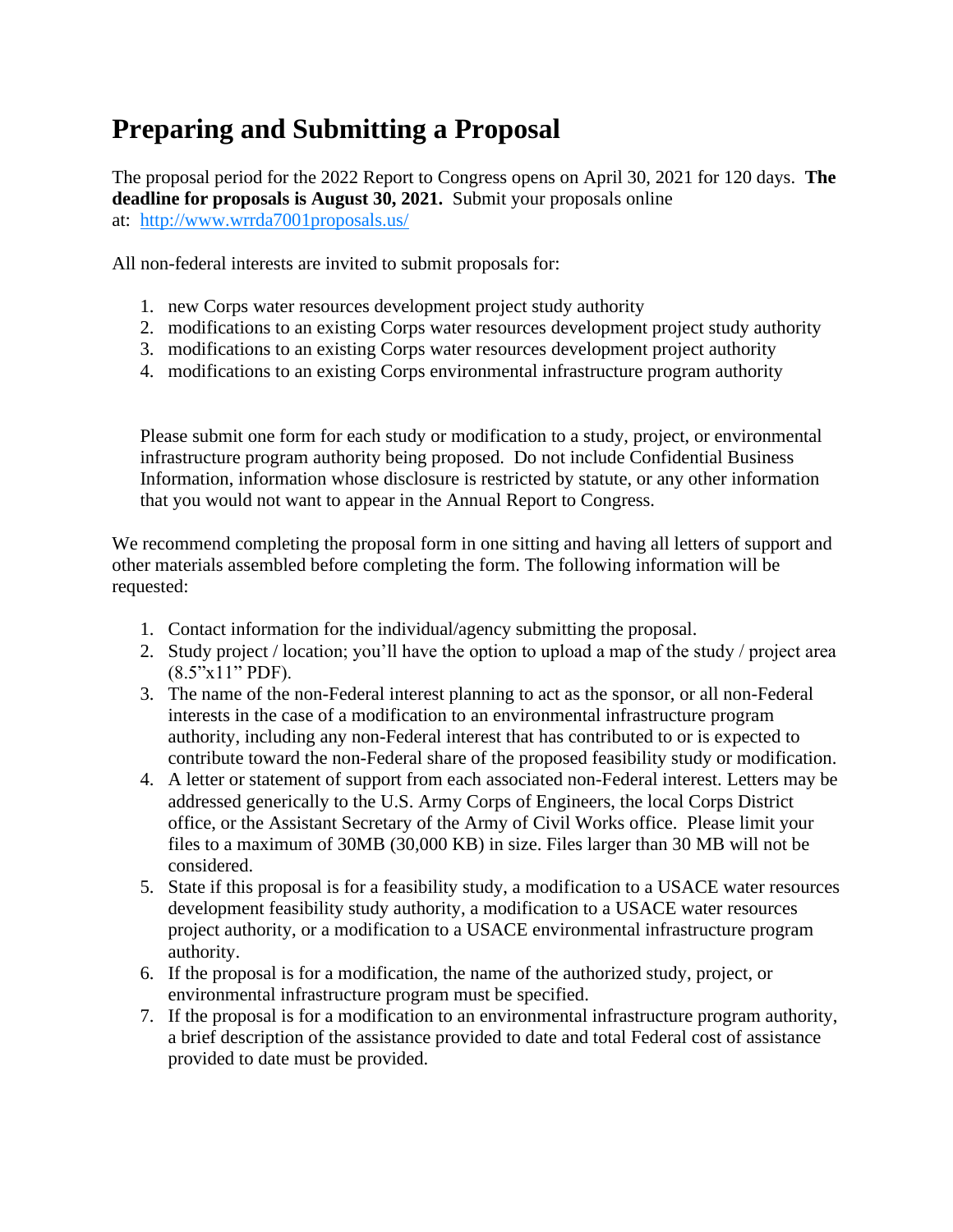# Preparing and Submitting a Proposal

The proposal period for the 2022 Report to Congress opens on April 30, 2021 for 120 days. **The deadline for proposals is August 30, 2021.** Submit your proposals online at: [http://www.wrrda7001proposals.us/](http://www.wrrda7001proposals.us/)

All non-federal interests are invited to submit proposals for:

1. new Corps water resources development project study authority
2. modifications to an existing Corps water resources development project study authority
3. modifications to an existing Corps water resources development project authority
4. modifications to an existing Corps environmental infrastructure program authority

Please submit one form for each study or modification to a study, project, or environmental infrastructure program authority being proposed. Do not include Confidential Business Information, information whose disclosure is restricted by statute, or any other information that you would not want to appear in the Annual Report to Congress.

We recommend completing the proposal form in one sitting and having all letters of support and other materials assembled before completing the form. The following information will be requested:

1. Contact information for the individual/agency submitting the proposal.
2. Study project / location; you'll have the option to upload a map of the study / project area (8.5"x11" PDF).
3. The name of the non-Federal interest planning to act as the sponsor, or all non-Federal interests in the case of a modification to an environmental infrastructure program authority, including any non-Federal interest that has contributed to or is expected to contribute toward the non-Federal share of the proposed feasibility study or modification.
4. A letter or statement of support from each associated non-Federal interest. Letters may be addressed generically to the U.S. Army Corps of Engineers, the local Corps District office, or the Assistant Secretary of the Army of Civil Works office. Please limit your files to a maximum of 30MB (30,000 KB) in size. Files larger than 30 MB will not be considered.
5. State if this proposal is for a feasibility study, a modification to a USACE water resources development feasibility study authority, a modification to a USACE water resources project authority, or a modification to a USACE environmental infrastructure program authority.
6. If the proposal is for a modification, the name of the authorized study, project, or environmental infrastructure program must be specified.
7. If the proposal is for a modification to an environmental infrastructure program authority, a brief description of the assistance provided to date and total Federal cost of assistance provided to date must be provided.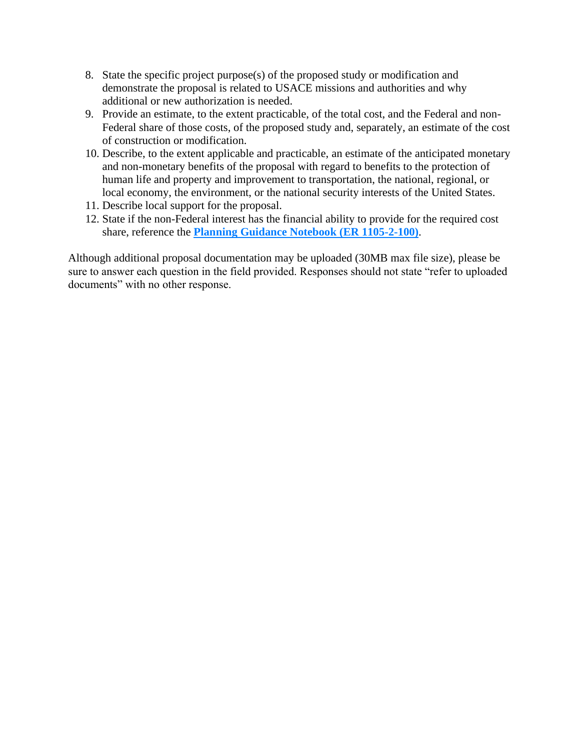8. State the specific project purpose(s) of the proposed study or modification and demonstrate the proposal is related to USACE missions and authorities and why additional or new authorization is needed.
9. Provide an estimate, to the extent practicable, of the total cost, and the Federal and non-Federal share of those costs, of the proposed study and, separately, an estimate of the cost of construction or modification.
10. Describe, to the extent applicable and practicable, an estimate of the anticipated monetary and non-monetary benefits of the proposal with regard to benefits to the protection of human life and property and improvement to transportation, the national, regional, or local economy, the environment, or the national security interests of the United States.
11. Describe local support for the proposal.
12. State if the non-Federal interest has the financial ability to provide for the required cost share, reference the **Planning Guidance Notebook (ER 1105-2-100)**.

Although additional proposal documentation may be uploaded (30MB max file size), please be sure to answer each question in the field provided. Responses should not state "refer to uploaded documents" with no other response.